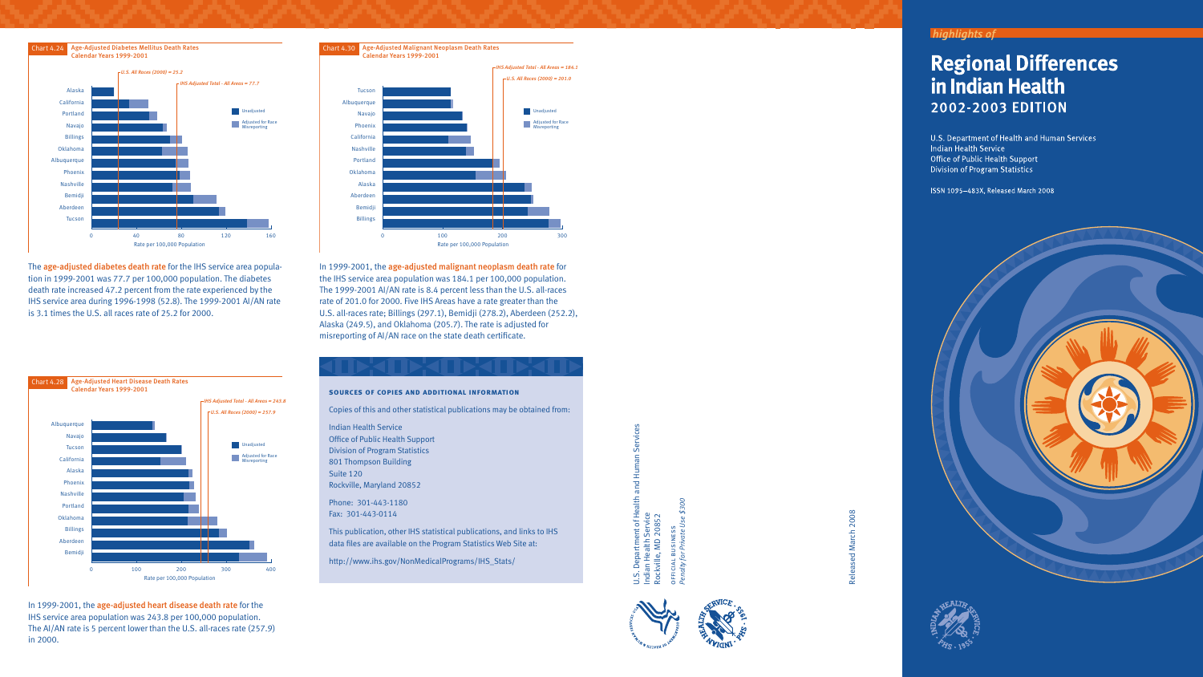## highlights of

# Regional Differences in Indian Health

## 2002-2003 EDITION

U.S. Department of Health and Human Services
Indian Health Service
Office of Public Health Support
Division of Program Statistics

ISSN 1095–483X, Released March 2008

---

**Chart 4.24** Age-Adjusted Diabetes Mellitus Death Rates
Calendar Years 1999-2001

The **age-adjusted diabetes death rate** for the IHS service area population in 1999-2001 was 77.7 per 100,000 population. The diabetes death rate increased 47.2 percent from the rate experienced by the IHS service area during 1996-1998 (52.8). The 1999-2001 AI/AN rate is 3.1 times the U.S. all races rate of 25.2 for 2000.

**Chart 4.30** Age-Adjusted Malignant Neoplasm Death Rates
Calendar Years 1999-2001

In 1999-2001, the **age-adjusted malignant neoplasm death rate** for the IHS service area population was 184.1 per 100,000 population. The 1999-2001 AI/AN rate is 8.4 percent less than the U.S. all-races rate of 201.0 for 2000. Five IHS Areas have a rate greater than the U.S. all-races rate; Billings (297.1), Bemidji (278.2), Aberdeen (252.2), Alaska (249.5), and Oklahoma (205.7). The rate is adjusted for misreporting of AI/AN race on the state death certificate.

**Chart 4.28** Age-Adjusted Heart Disease Death Rates
Calendar Years 1999-2001

In 1999-2001, the **age-adjusted heart disease death rate** for the IHS service area population was 243.8 per 100,000 population. The AI/AN rate is 5 percent lower than the U.S. all-races rate (257.9) in 2000.

### SOURCES OF COPIES AND ADDITIONAL INFORMATION

Copies of this and other statistical publications may be obtained from:

Indian Health Service
Office of Public Health Support
Division of Program Statistics
801 Thompson Building
Suite 120
Rockville, Maryland 20852

Phone: 301-443-1180
Fax: 301-443-0114

This publication, other IHS statistical publications, and links to IHS data files are available on the Program Statistics Web Site at:

http://www.ihs.gov/NonMedicalPrograms/IHS_Stats/

U.S. Department of Health and Human Services
Indian Health Service
Rockville, MD 20852

OFFICIAL BUSINESS
*Penalty for Private Use $300*

Released March 2008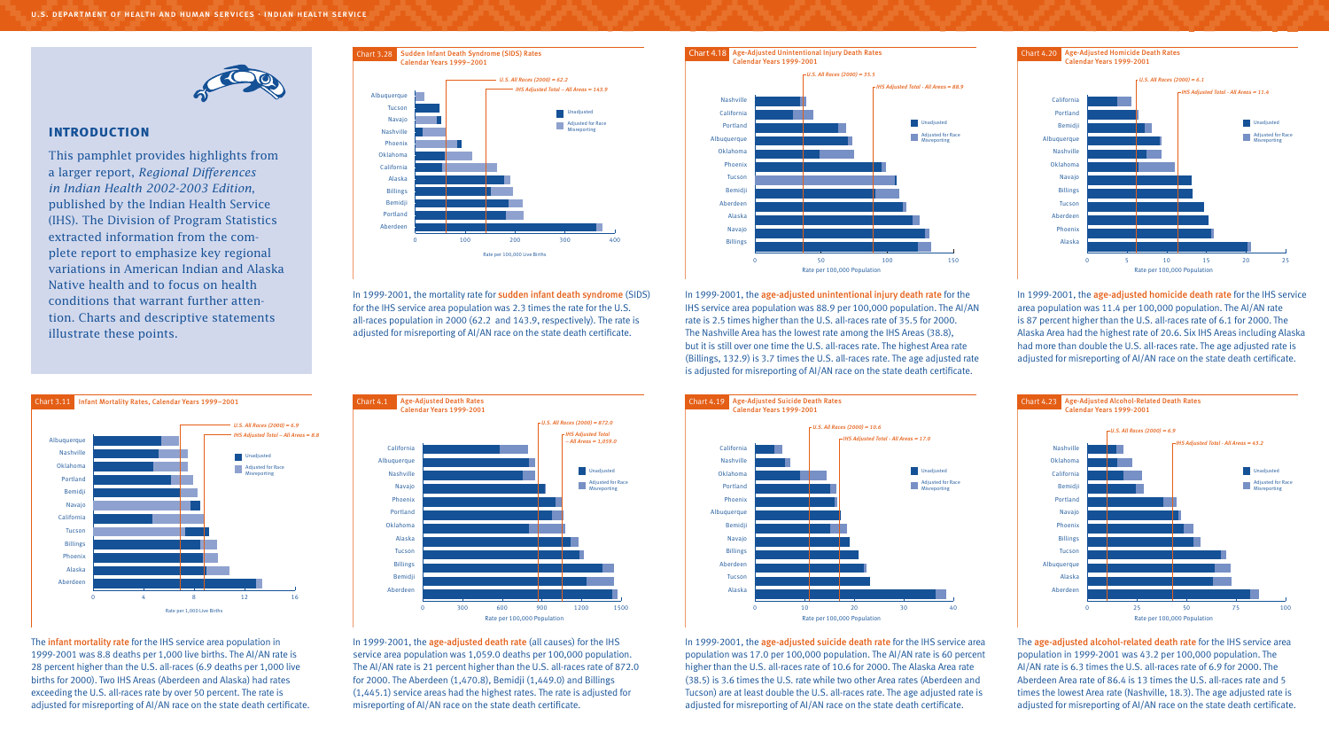## INTRODUCTION

This pamphlet provides highlights from a larger report, *Regional Differences in Indian Health 2002-2003 Edition*, published by the Indian Health Service (IHS). The Division of Program Statistics extracted information from the complete report to emphasize key regional variations in American Indian and Alaska Native health and to focus on health conditions that warrant further attention. Charts and descriptive statements illustrate these points.

Chart 3.28 Sudden Infant Death Syndrome (SIDS) Rates Calendar Years 1999–2001

U.S. All Races (2000) = 62.2
IHS Adjusted Total – All Areas = 143.9
Unadjusted
Adjusted for Race Misreporting
Albuquerque, Tucson, Navajo, Nashville, Phoenix, Oklahoma, California, Alaska, Billings, Bemidji, Portland, Aberdeen
0 100 200 300 400
Rate per 100,000 Live Births

In 1999-2001, the mortality rate for **sudden infant death syndrome** (SIDS) for the IHS service area population was 2.3 times the rate for the U.S. all-races population in 2000 (62.2 and 143.9, respectively). The rate is adjusted for misreporting of AI/AN race on the state death certificate.

Chart 4.18 Age-Adjusted Unintentional Injury Death Rates Calendar Years 1999-2001

U.S. All Races (2000) = 35.5
IHS Adjusted Total - All Areas = 88.9
Unadjusted
Adjusted for Race Misreporting
Nashville, California, Portland, Albuquerque, Oklahoma, Phoenix, Tucson, Bemidji, Aberdeen, Alaska, Navajo, Billings
0 50 100 150
Rate per 100,000 Population

In 1999-2001, the **age-adjusted unintentional injury death rate** for the IHS service area population was 88.9 per 100,000 population. The AI/AN rate is 2.5 times higher than the U.S. all-races rate of 35.5 for 2000. The Nashville Area has the lowest rate among the IHS Areas (38.8), but it is still over one time the U.S. all-races rate. The highest Area rate (Billings, 132.9) is 3.7 times the U.S. all-races rate. The age adjusted rate is adjusted for misreporting of AI/AN race on the state death certificate.

Chart 4.20 Age-Adjusted Homicide Death Rates Calendar Years 1999-2001

U.S. All Races (2000) = 6.1
IHS Adjusted Total - All Areas = 11.4
Unadjusted
Adjusted for Race Misreporting
California, Portland, Bemidji, Albuquerque, Nashville, Oklahoma, Navajo, Billings, Tucson, Aberdeen, Phoenix, Alaska
0 5 10 15 20 25
Rate per 100,000 Population

In 1999-2001, the **age-adjusted homicide death rate** for the IHS service area population was 11.4 per 100,000 population. The AI/AN rate is 87 percent higher than the U.S. all-races rate of 6.1 for 2000. The Alaska Area had the highest rate of 20.6. Six IHS Areas including Alaska had more than double the U.S. all-races rate. The age adjusted rate is adjusted for misreporting of AI/AN race on the state death certificate.

Chart 3.11 Infant Mortality Rates, Calendar Years 1999–2001

U.S. All Races (2000) = 6.9
IHS Adjusted Total – All Areas = 8.8
Unadjusted
Adjusted for Race Misreporting
Albuquerque, Nashville, Oklahoma, Portland, Bemidji, Navajo, California, Tucson, Billings, Phoenix, Alaska, Aberdeen
0 4 8 12 16
Rate per 1,000 Live Births

The **infant mortality rate** for the IHS service area population in 1999-2001 was 8.8 deaths per 1,000 live births. The AI/AN rate is 28 percent higher than the U.S. all-races (6.9 deaths per 1,000 live births for 2000). Two IHS Areas (Aberdeen and Alaska) had rates exceeding the U.S. all-races rate by over 50 percent. The rate is adjusted for misreporting of AI/AN race on the state death certificate.

Chart 4.1 Age-Adjusted Death Rates Calendar Years 1999-2001

U.S. All Races (2000) = 872.0
IHS Adjusted Total – All Areas = 1,059.0
Unadjusted
Adjusted for Race Misreporting
California, Albuquerque, Nashville, Navajo, Phoenix, Portland, Oklahoma, Alaska, Tucson, Billings, Bemidji, Aberdeen
0 300 600 900 1200 1500
Rate per 100,000 Population

In 1999-2001, the **age-adjusted death rate** (all causes) for the IHS service area population was 1,059.0 deaths per 100,000 population. The AI/AN rate is 21 percent higher than the U.S. all-races rate of 872.0 for 2000. The Aberdeen (1,470.8), Bemidji (1,449.0) and Billings (1,445.1) service areas had the highest rates. The rate is adjusted for misreporting of AI/AN race on the state death certificate.

Chart 4.19 Age-Adjusted Suicide Death Rates Calendar Years 1999-2001

U.S. All Races (2000) = 10.6
IHS Adjusted Total - All Areas = 17.0
Unadjusted
Adjusted for Race Misreporting
California, Nashville, Oklahoma, Portland, Phoenix, Albuquerque, Bemidji, Navajo, Billings, Aberdeen, Tucson, Alaska
0 10 20 30 40
Rate per 100,000 Population

In 1999-2001, the **age-adjusted suicide death rate** for the IHS service area population was 17.0 per 100,000 population. The AI/AN rate is 60 percent higher than the U.S. all-races rate of 10.6 for 2000. The Alaska Area rate (38.5) is 3.6 times the U.S. rate while two other Area rates (Aberdeen and Tucson) are at least double the U.S. all-races rate. The age adjusted rate is adjusted for misreporting of AI/AN race on the state death certificate.

Chart 4.23 Age-Adjusted Alcohol-Related Death Rates Calendar Years 1999-2001

U.S. All Races (2000) = 6.9
IHS Adjusted Total - All Areas = 43.2
Unadjusted
Adjusted for Race Misreporting
Nashville, Oklahoma, California, Bemidji, Portland, Navajo, Phoenix, Billings, Tucson, Albuquerque, Alaska, Aberdeen
0 25 50 75 100
Rate per 100,000 Population

The **age-adjusted alcohol-related death rate** for the IHS service area population in 1999-2001 was 43.2 per 100,000 population. The AI/AN rate is 6.3 times the U.S. all-races rate of 6.9 for 2000. The Aberdeen Area rate of 86.4 is 13 times the U.S. all-races rate and 5 times the lowest Area rate (Nashville, 18.3). The age adjusted rate is adjusted for misreporting of AI/AN race on the state death certificate.